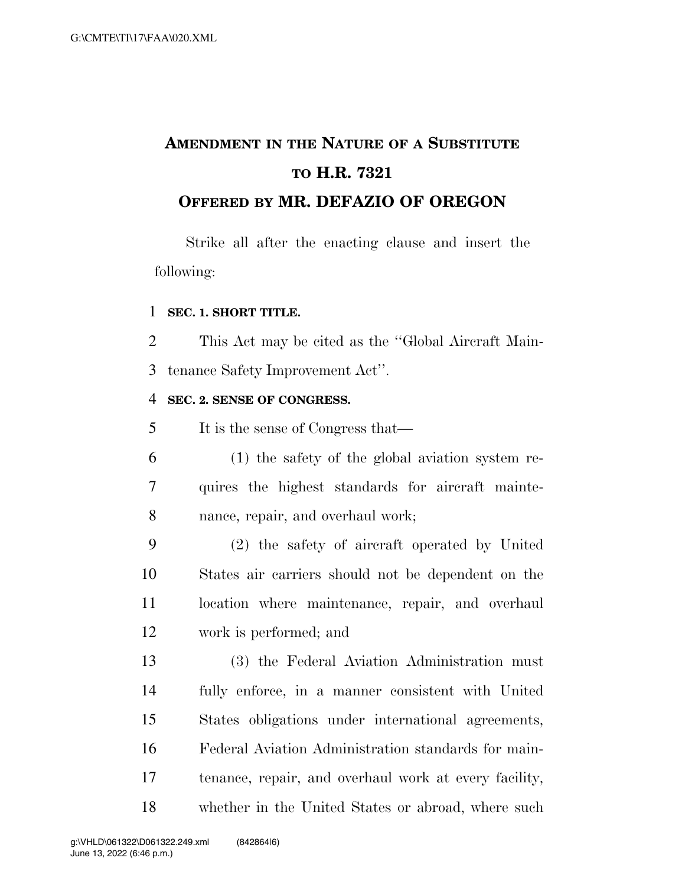# AMENDMENT IN THE NATURE OF A SUBSTITUTE TO H.R. 7321

## OFFERED BY MR. DEFAZIO OF OREGON

Strike all after the enacting clause and insert the following:

**SEC. 1. SHORT TITLE.**

This Act may be cited as the "Global Aircraft Maintenance Safety Improvement Act".

**SEC. 2. SENSE OF CONGRESS.**

It is the sense of Congress that—

(1) the safety of the global aviation system requires the highest standards for aircraft maintenance, repair, and overhaul work;

(2) the safety of aircraft operated by United States air carriers should not be dependent on the location where maintenance, repair, and overhaul work is performed; and

(3) the Federal Aviation Administration must fully enforce, in a manner consistent with United States obligations under international agreements, Federal Aviation Administration standards for maintenance, repair, and overhaul work at every facility, whether in the United States or abroad, where such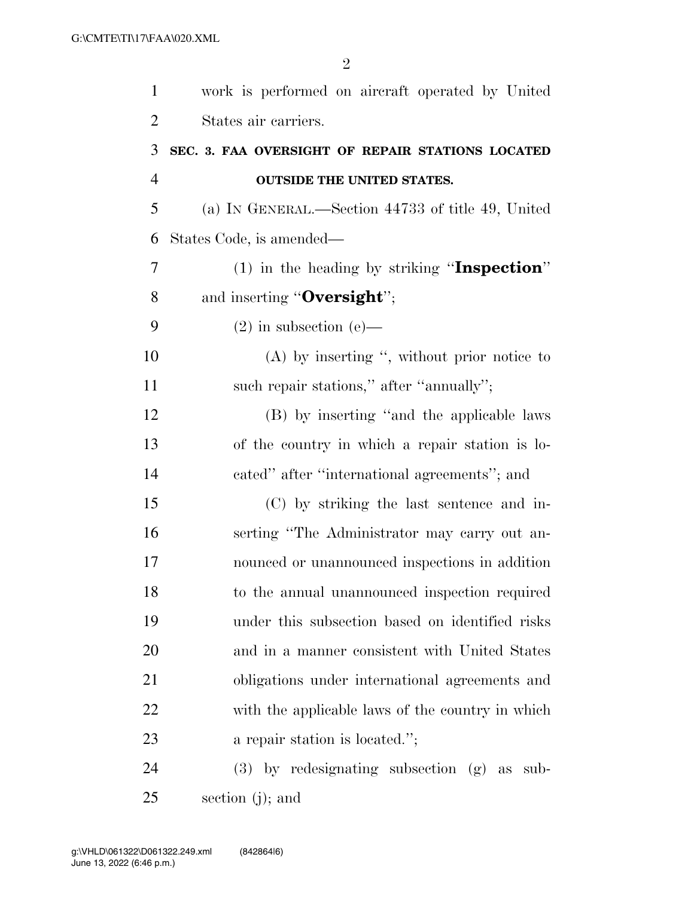work is performed on aircraft operated by United States air carriers.

### SEC. 3. FAA OVERSIGHT OF REPAIR STATIONS LOCATED OUTSIDE THE UNITED STATES.

(a) IN GENERAL.—Section 44733 of title 49, United States Code, is amended—

(1) in the heading by striking "**Inspection**" and inserting "**Oversight**";

(2) in subsection (e)—

(A) by inserting ", without prior notice to such repair stations," after "annually";

(B) by inserting "and the applicable laws of the country in which a repair station is located" after "international agreements"; and

(C) by striking the last sentence and inserting "The Administrator may carry out announced or unannounced inspections in addition to the annual unannounced inspection required under this subsection based on identified risks and in a manner consistent with United States obligations under international agreements and with the applicable laws of the country in which a repair station is located.";

(3) by redesignating subsection (g) as subsection (j); and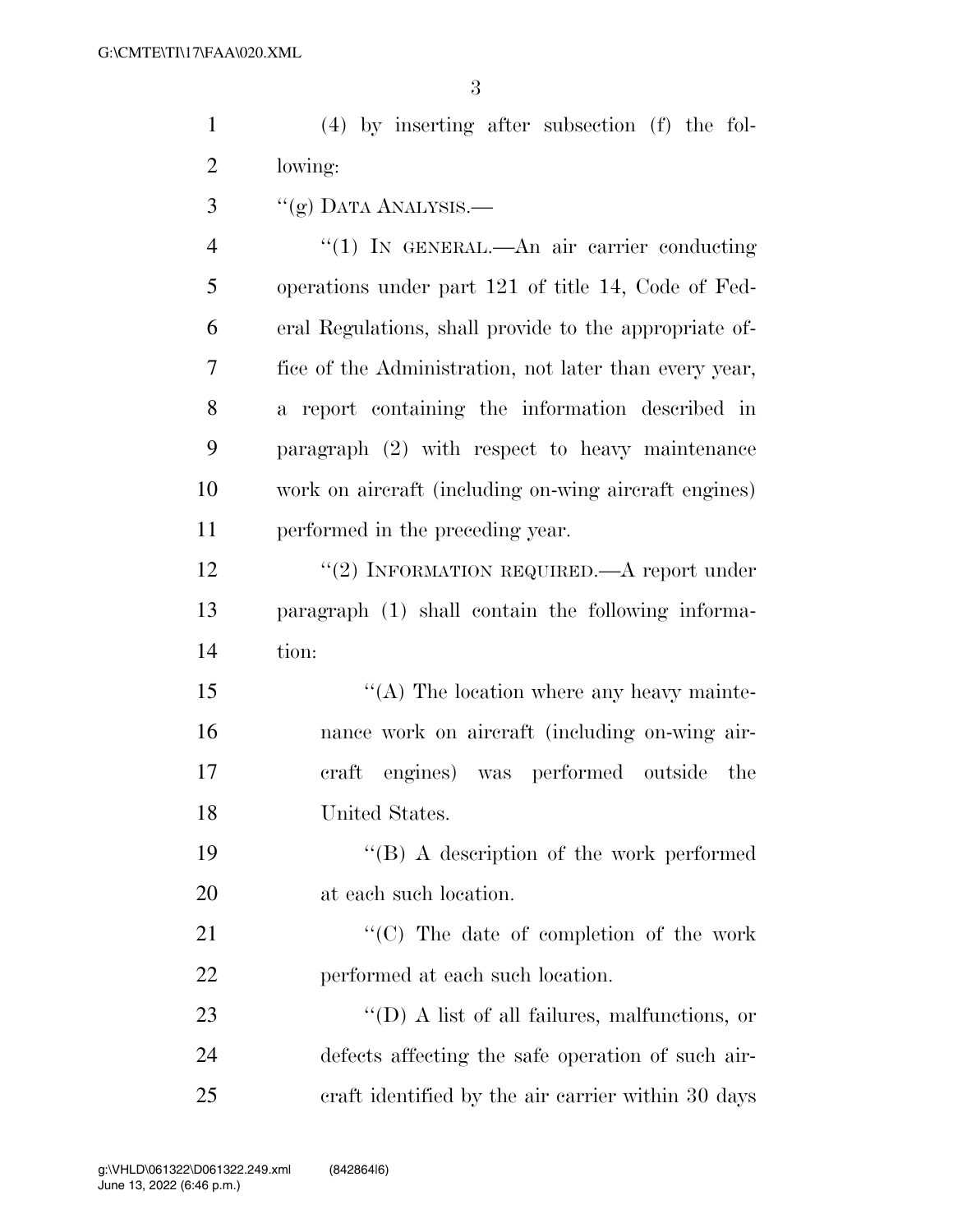(4) by inserting after subsection (f) the following:

"(g) DATA ANALYSIS.—

"(1) IN GENERAL.—An air carrier conducting operations under part 121 of title 14, Code of Federal Regulations, shall provide to the appropriate office of the Administration, not later than every year, a report containing the information described in paragraph (2) with respect to heavy maintenance work on aircraft (including on-wing aircraft engines) performed in the preceding year.

"(2) INFORMATION REQUIRED.—A report under paragraph (1) shall contain the following information:

"(A) The location where any heavy maintenance work on aircraft (including on-wing aircraft engines) was performed outside the United States.

"(B) A description of the work performed at each such location.

"(C) The date of completion of the work performed at each such location.

"(D) A list of all failures, malfunctions, or defects affecting the safe operation of such aircraft identified by the air carrier within 30 days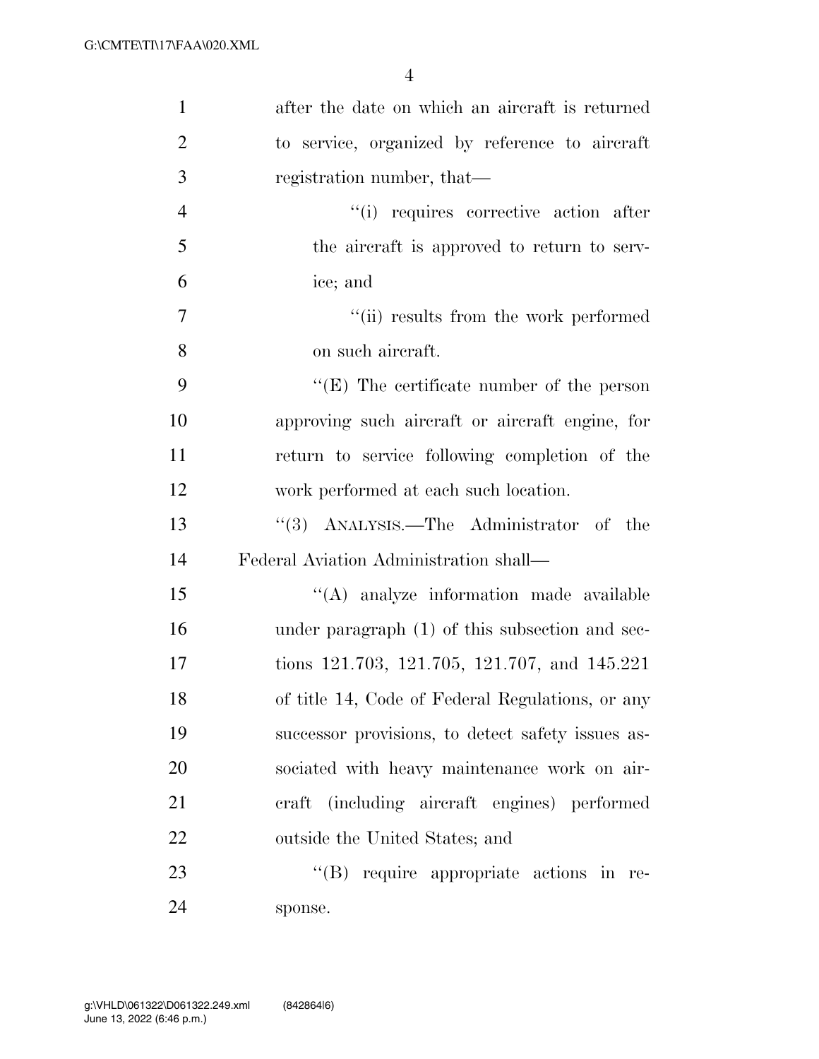after the date on which an aircraft is returned to service, organized by reference to aircraft registration number, that—

''(i) requires corrective action after the aircraft is approved to return to service; and

''(ii) results from the work performed on such aircraft.

''(E) The certificate number of the person approving such aircraft or aircraft engine, for return to service following completion of the work performed at each such location.

''(3) ANALYSIS.—The Administrator of the Federal Aviation Administration shall—

''(A) analyze information made available under paragraph (1) of this subsection and sections 121.703, 121.705, 121.707, and 145.221 of title 14, Code of Federal Regulations, or any successor provisions, to detect safety issues associated with heavy maintenance work on aircraft (including aircraft engines) performed outside the United States; and

''(B) require appropriate actions in response.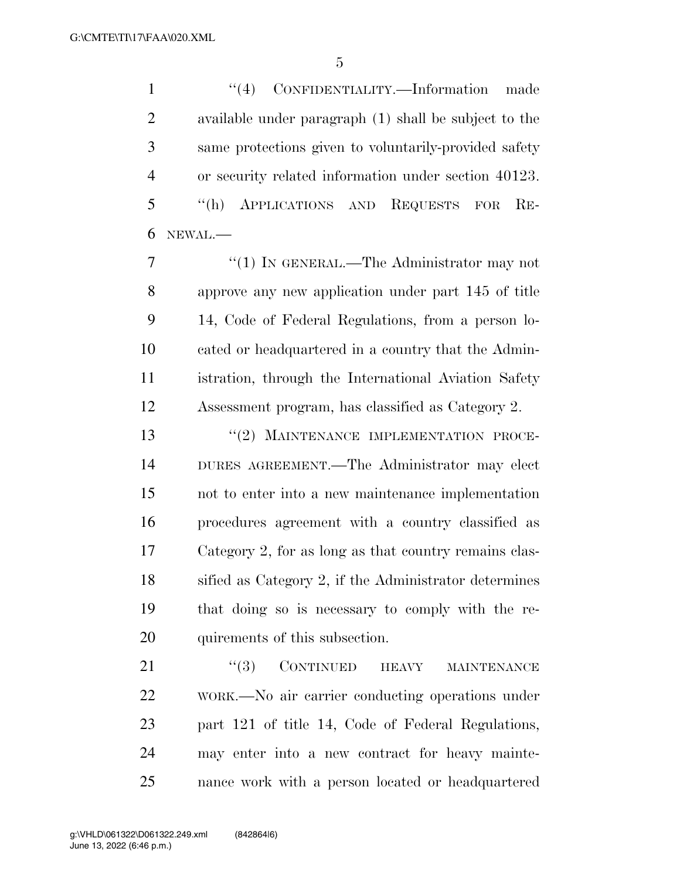"(4) CONFIDENTIALITY.—Information made available under paragraph (1) shall be subject to the same protections given to voluntarily-provided safety or security related information under section 40123.

"(h) APPLICATIONS AND REQUESTS FOR RENEWAL.—

"(1) IN GENERAL.—The Administrator may not approve any new application under part 145 of title 14, Code of Federal Regulations, from a person located or headquartered in a country that the Administration, through the International Aviation Safety Assessment program, has classified as Category 2.

"(2) MAINTENANCE IMPLEMENTATION PROCEDURES AGREEMENT.—The Administrator may elect not to enter into a new maintenance implementation procedures agreement with a country classified as Category 2, for as long as that country remains classified as Category 2, if the Administrator determines that doing so is necessary to comply with the requirements of this subsection.

"(3) CONTINUED HEAVY MAINTENANCE WORK.—No air carrier conducting operations under part 121 of title 14, Code of Federal Regulations, may enter into a new contract for heavy maintenance work with a person located or headquartered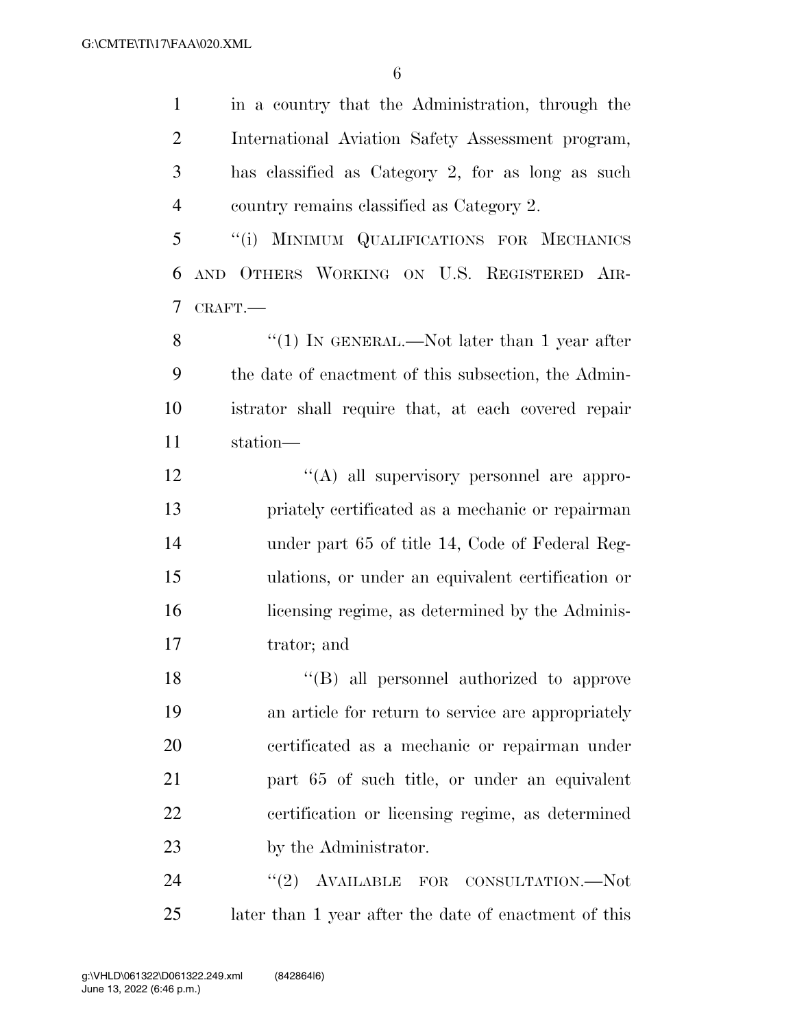in a country that the Administration, through the International Aviation Safety Assessment program, has classified as Category 2, for as long as such country remains classified as Category 2.

"(i) MINIMUM QUALIFICATIONS FOR MECHANICS AND OTHERS WORKING ON U.S. REGISTERED AIRCRAFT.—

"(1) IN GENERAL.—Not later than 1 year after the date of enactment of this subsection, the Administrator shall require that, at each covered repair station—

"(A) all supervisory personnel are appropriately certificated as a mechanic or repairman under part 65 of title 14, Code of Federal Regulations, or under an equivalent certification or licensing regime, as determined by the Administrator; and

"(B) all personnel authorized to approve an article for return to service are appropriately certificated as a mechanic or repairman under part 65 of such title, or under an equivalent certification or licensing regime, as determined by the Administrator.

"(2) AVAILABLE FOR CONSULTATION.—Not later than 1 year after the date of enactment of this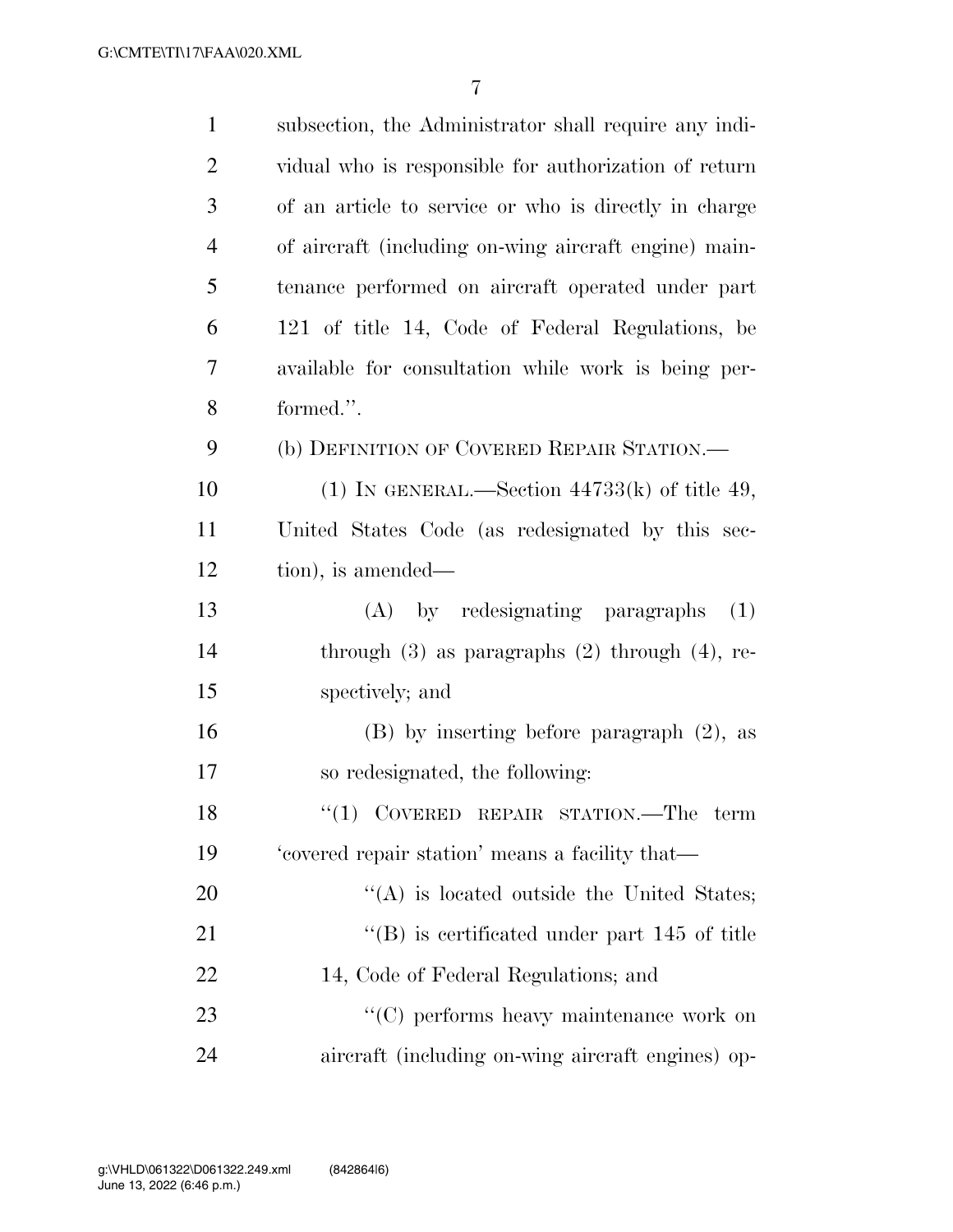subsection, the Administrator shall require any individual who is responsible for authorization of return of an article to service or who is directly in charge of aircraft (including on-wing aircraft engine) maintenance performed on aircraft operated under part 121 of title 14, Code of Federal Regulations, be available for consultation while work is being performed.''.

(b) DEFINITION OF COVERED REPAIR STATION.—

(1) IN GENERAL.—Section 44733(k) of title 49, United States Code (as redesignated by this section), is amended—

(A) by redesignating paragraphs (1) through (3) as paragraphs (2) through (4), respectively; and

(B) by inserting before paragraph (2), as so redesignated, the following:

''(1) COVERED REPAIR STATION.—The term 'covered repair station' means a facility that—

''(A) is located outside the United States;

''(B) is certificated under part 145 of title 14, Code of Federal Regulations; and

''(C) performs heavy maintenance work on aircraft (including on-wing aircraft engines) op-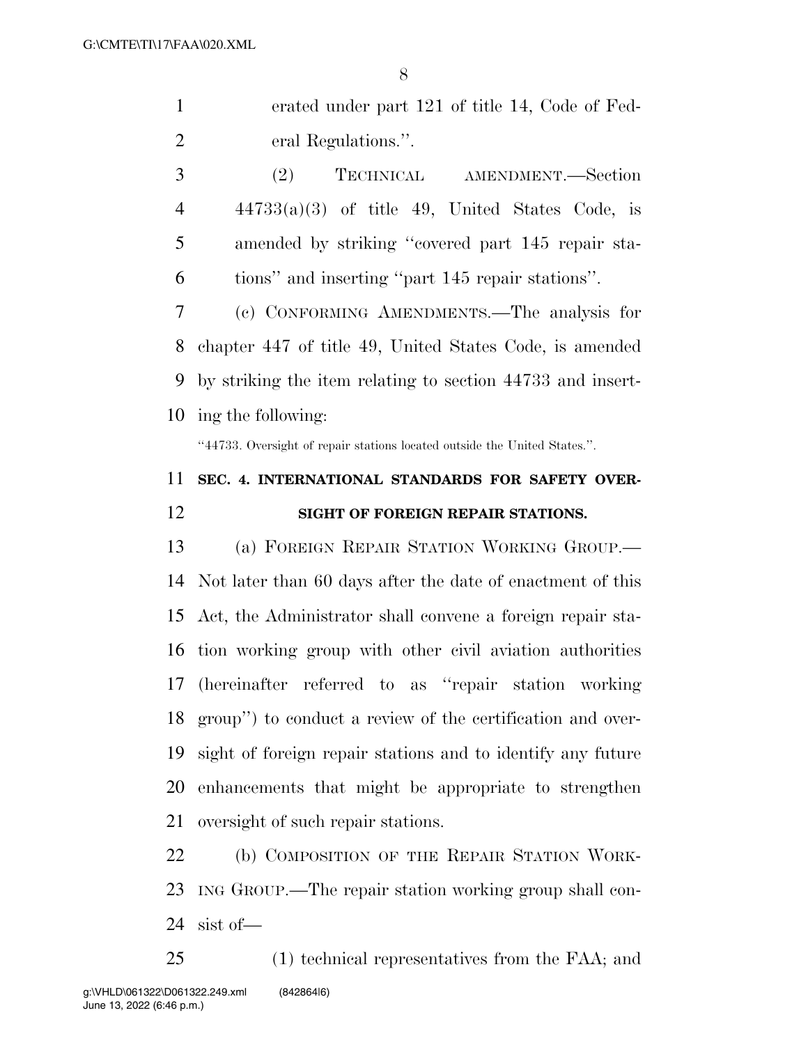erated under part 121 of title 14, Code of Federal Regulations.''.

(2) TECHNICAL AMENDMENT.—Section 44733(a)(3) of title 49, United States Code, is amended by striking ''covered part 145 repair stations'' and inserting ''part 145 repair stations''.

(c) CONFORMING AMENDMENTS.—The analysis for chapter 447 of title 49, United States Code, is amended by striking the item relating to section 44733 and inserting the following:

''44733. Oversight of repair stations located outside the United States.''.

**SEC. 4. INTERNATIONAL STANDARDS FOR SAFETY OVERSIGHT OF FOREIGN REPAIR STATIONS.**

(a) FOREIGN REPAIR STATION WORKING GROUP.—Not later than 60 days after the date of enactment of this Act, the Administrator shall convene a foreign repair station working group with other civil aviation authorities (hereinafter referred to as ''repair station working group'') to conduct a review of the certification and oversight of foreign repair stations and to identify any future enhancements that might be appropriate to strengthen oversight of such repair stations.

(b) COMPOSITION OF THE REPAIR STATION WORKING GROUP.—The repair station working group shall consist of—

(1) technical representatives from the FAA; and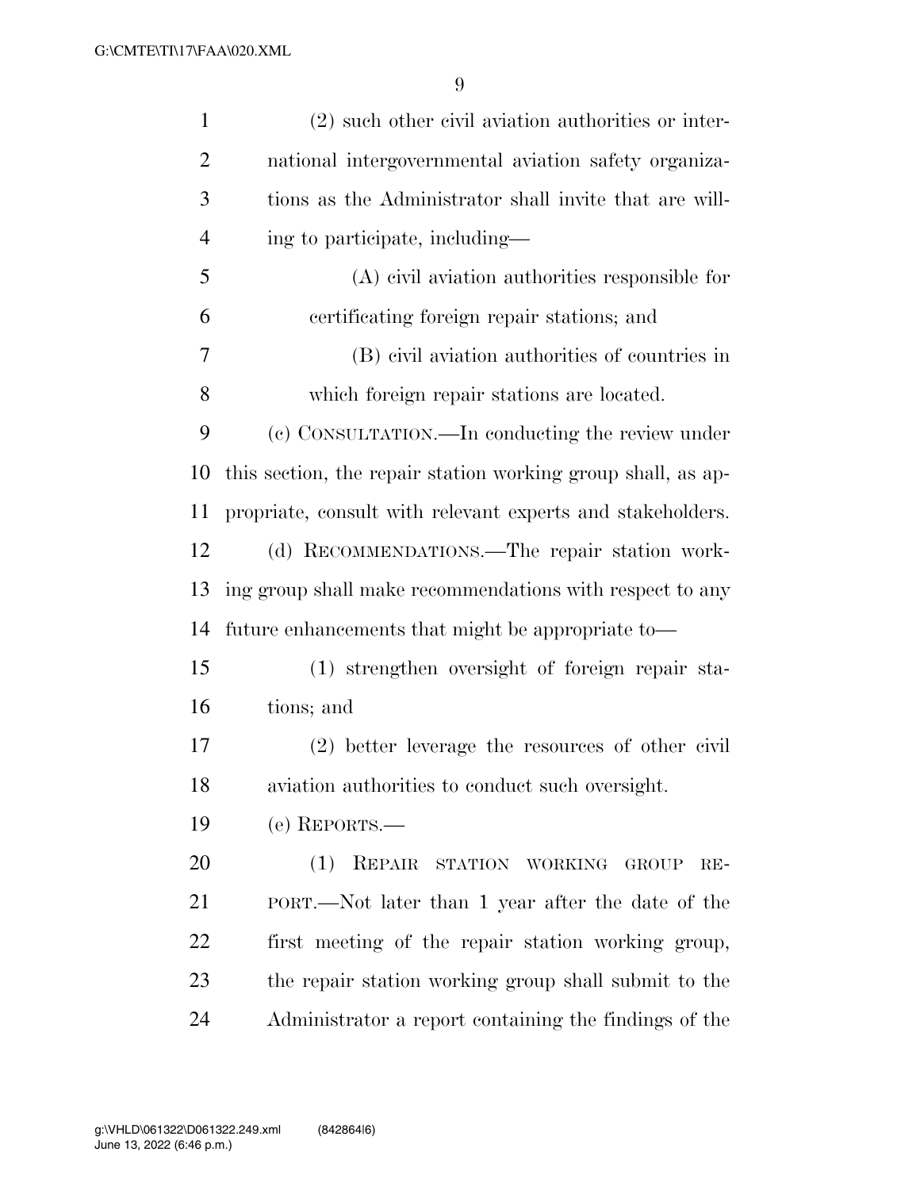(2) such other civil aviation authorities or international intergovernmental aviation safety organizations as the Administrator shall invite that are willing to participate, including—

(A) civil aviation authorities responsible for certificating foreign repair stations; and

(B) civil aviation authorities of countries in which foreign repair stations are located.

(c) CONSULTATION.—In conducting the review under this section, the repair station working group shall, as appropriate, consult with relevant experts and stakeholders.

(d) RECOMMENDATIONS.—The repair station working group shall make recommendations with respect to any future enhancements that might be appropriate to—

(1) strengthen oversight of foreign repair stations; and

(2) better leverage the resources of other civil aviation authorities to conduct such oversight.

(e) REPORTS.—

(1) REPAIR STATION WORKING GROUP REPORT.—Not later than 1 year after the date of the first meeting of the repair station working group, the repair station working group shall submit to the Administrator a report containing the findings of the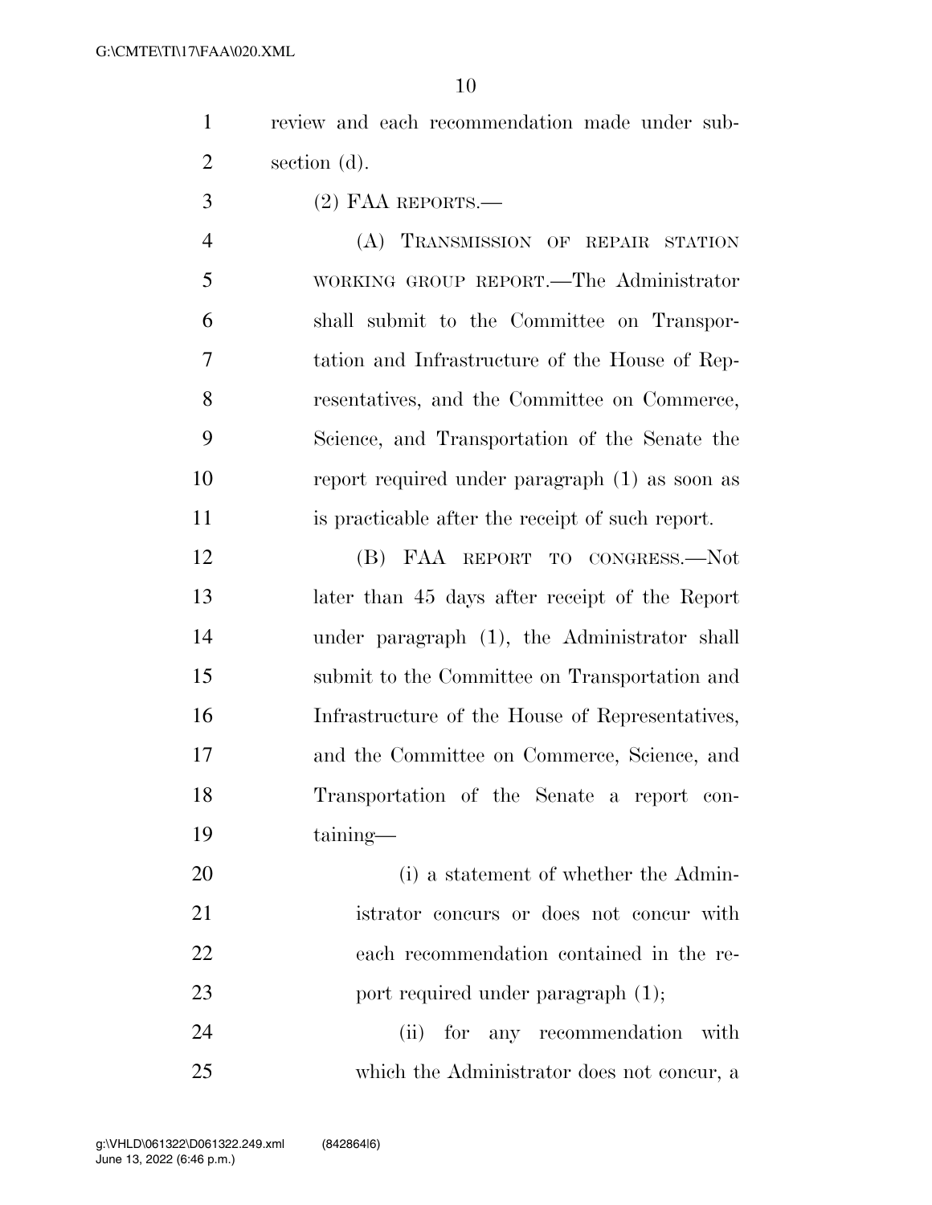review and each recommendation made under subsection (d).

(2) FAA REPORTS.—

(A) TRANSMISSION OF REPAIR STATION WORKING GROUP REPORT.—The Administrator shall submit to the Committee on Transportation and Infrastructure of the House of Representatives, and the Committee on Commerce, Science, and Transportation of the Senate the report required under paragraph (1) as soon as is practicable after the receipt of such report.

(B) FAA REPORT TO CONGRESS.—Not later than 45 days after receipt of the Report under paragraph (1), the Administrator shall submit to the Committee on Transportation and Infrastructure of the House of Representatives, and the Committee on Commerce, Science, and Transportation of the Senate a report containing—

(i) a statement of whether the Administrator concurs or does not concur with each recommendation contained in the report required under paragraph (1);

(ii) for any recommendation with which the Administrator does not concur, a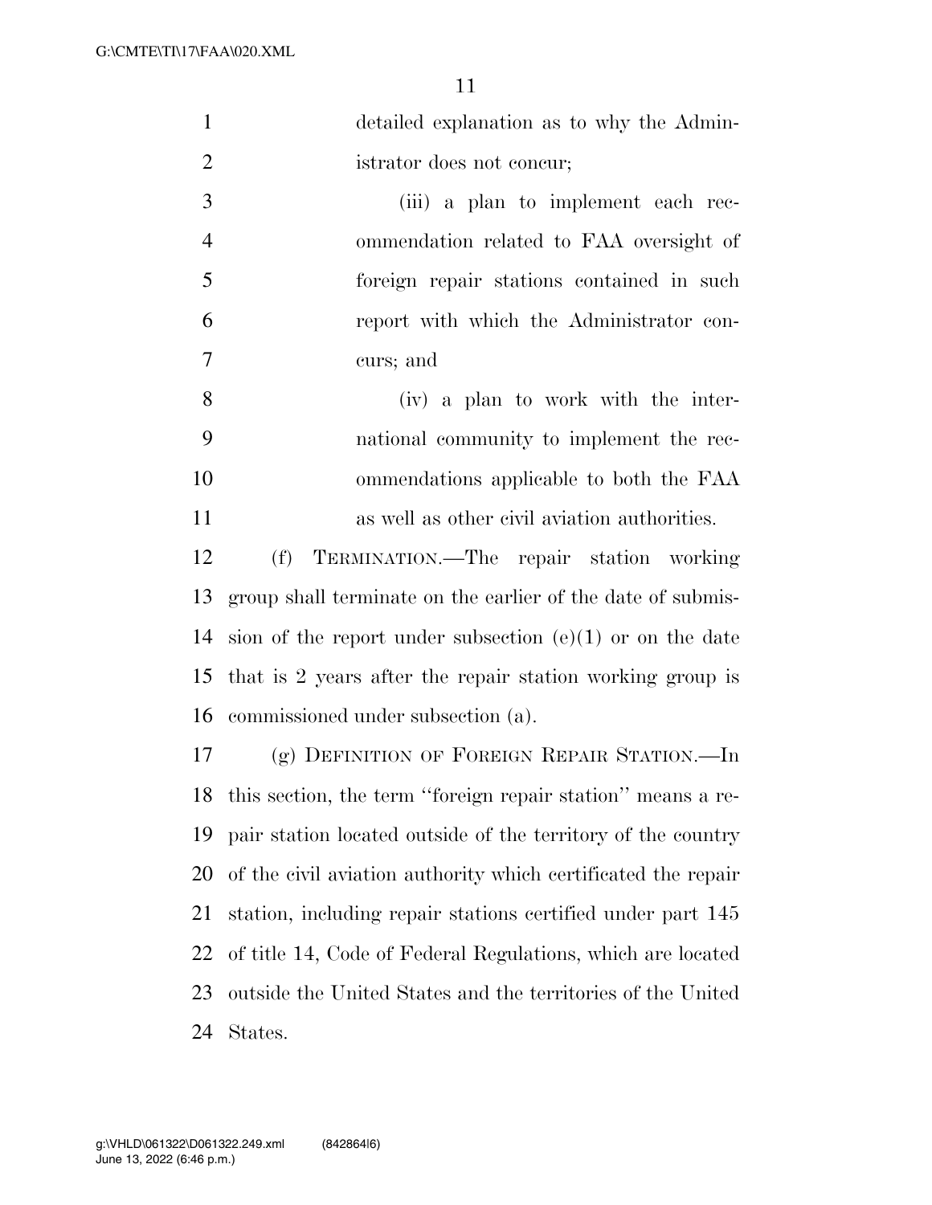detailed explanation as to why the Administrator does not concur;

(iii) a plan to implement each recommendation related to FAA oversight of foreign repair stations contained in such report with which the Administrator concurs; and

(iv) a plan to work with the international community to implement the recommendations applicable to both the FAA as well as other civil aviation authorities.

(f) TERMINATION.—The repair station working group shall terminate on the earlier of the date of submission of the report under subsection (e)(1) or on the date that is 2 years after the repair station working group is commissioned under subsection (a).

(g) DEFINITION OF FOREIGN REPAIR STATION.—In this section, the term ''foreign repair station'' means a repair station located outside of the territory of the country of the civil aviation authority which certificated the repair station, including repair stations certified under part 145 of title 14, Code of Federal Regulations, which are located outside the United States and the territories of the United States.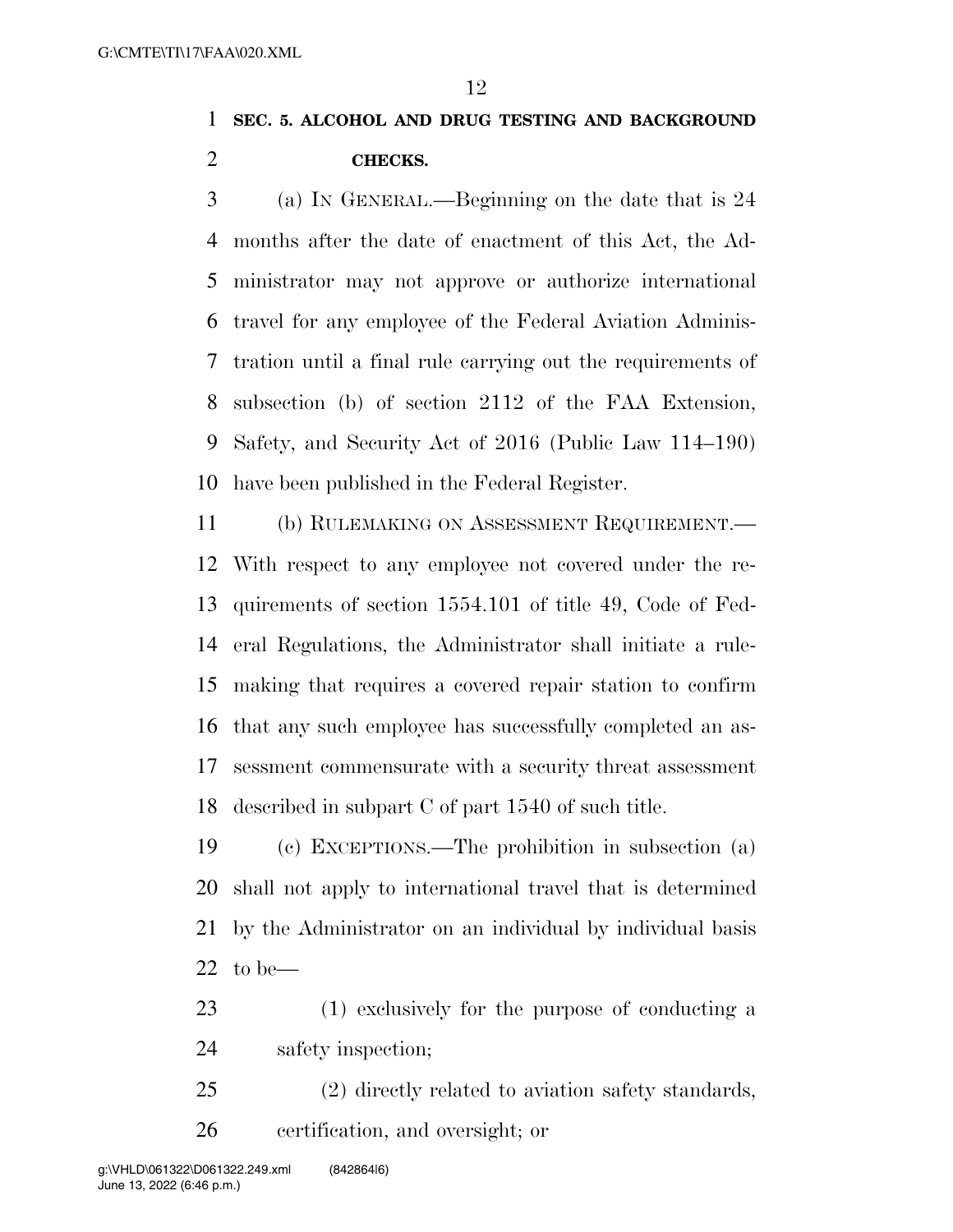**SEC. 5. ALCOHOL AND DRUG TESTING AND BACKGROUND CHECKS.**

(a) IN GENERAL.—Beginning on the date that is 24 months after the date of enactment of this Act, the Administrator may not approve or authorize international travel for any employee of the Federal Aviation Administration until a final rule carrying out the requirements of subsection (b) of section 2112 of the FAA Extension, Safety, and Security Act of 2016 (Public Law 114–190) have been published in the Federal Register.

(b) RULEMAKING ON ASSESSMENT REQUIREMENT.—With respect to any employee not covered under the requirements of section 1554.101 of title 49, Code of Federal Regulations, the Administrator shall initiate a rulemaking that requires a covered repair station to confirm that any such employee has successfully completed an assessment commensurate with a security threat assessment described in subpart C of part 1540 of such title.

(c) EXCEPTIONS.—The prohibition in subsection (a) shall not apply to international travel that is determined by the Administrator on an individual by individual basis to be—

(1) exclusively for the purpose of conducting a safety inspection;

(2) directly related to aviation safety standards, certification, and oversight; or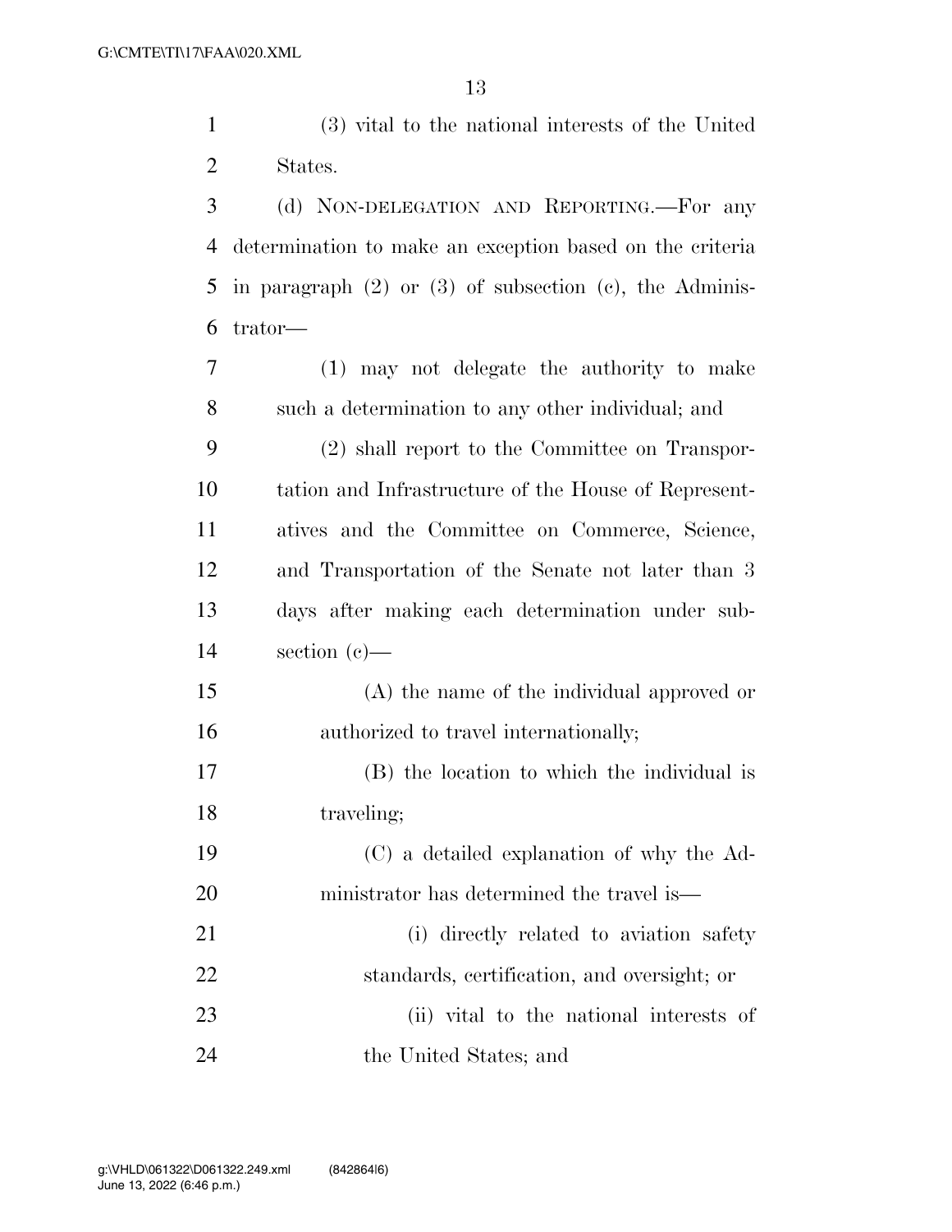(3) vital to the national interests of the United States.

(d) NON-DELEGATION AND REPORTING.—For any determination to make an exception based on the criteria in paragraph (2) or (3) of subsection (c), the Administrator—

(1) may not delegate the authority to make such a determination to any other individual; and

(2) shall report to the Committee on Transportation and Infrastructure of the House of Representatives and the Committee on Commerce, Science, and Transportation of the Senate not later than 3 days after making each determination under subsection (c)—

(A) the name of the individual approved or authorized to travel internationally;

(B) the location to which the individual is traveling;

(C) a detailed explanation of why the Administrator has determined the travel is—

(i) directly related to aviation safety standards, certification, and oversight; or

(ii) vital to the national interests of the United States; and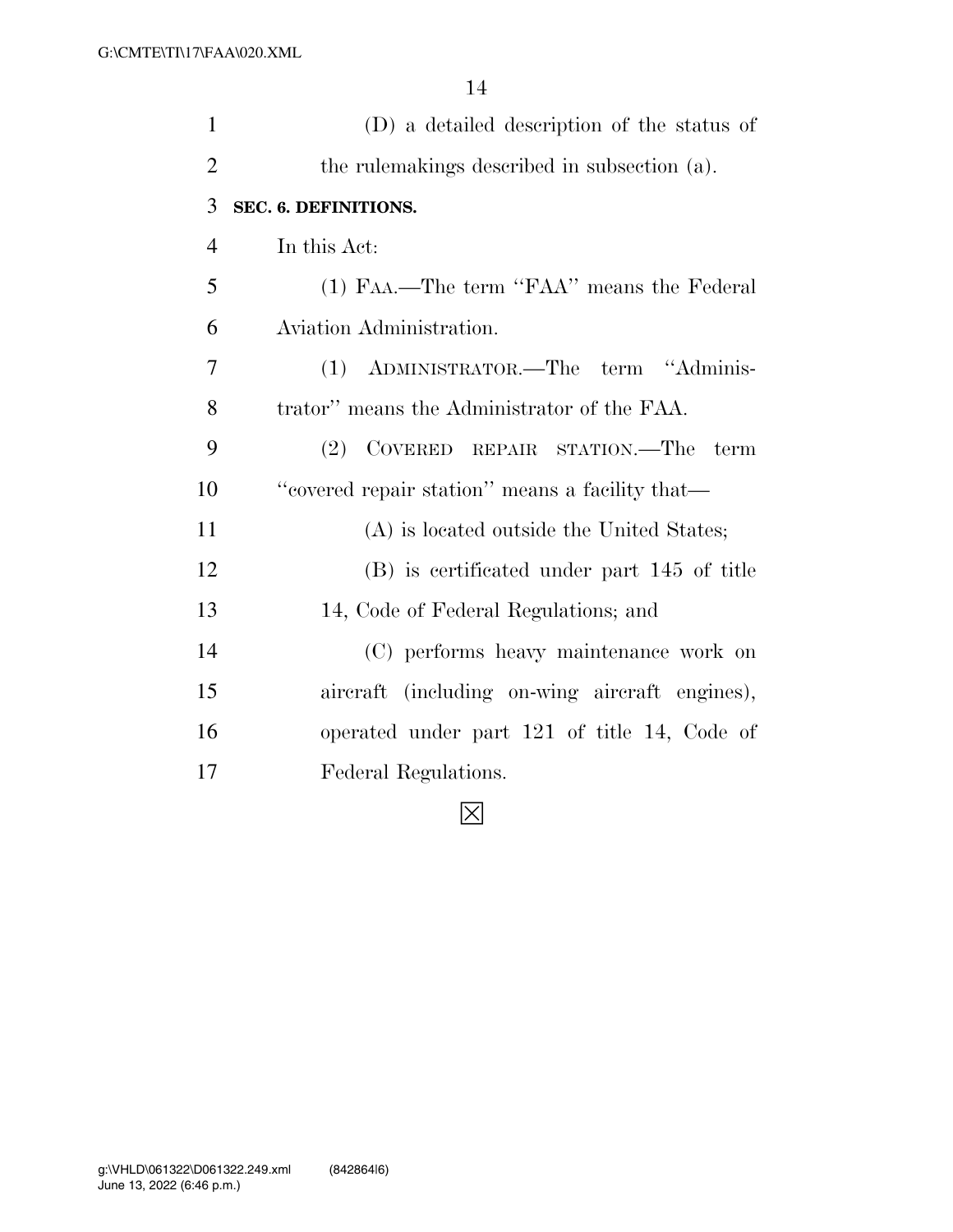(D) a detailed description of the status of the rulemakings described in subsection (a).

**SEC. 6. DEFINITIONS.**

In this Act:

(1) FAA.—The term ''FAA'' means the Federal Aviation Administration.

(1) ADMINISTRATOR.—The term ''Administrator'' means the Administrator of the FAA.

(2) COVERED REPAIR STATION.—The term ''covered repair station'' means a facility that—

(A) is located outside the United States;

(B) is certificated under part 145 of title 14, Code of Federal Regulations; and

(C) performs heavy maintenance work on aircraft (including on-wing aircraft engines), operated under part 121 of title 14, Code of Federal Regulations.

☒